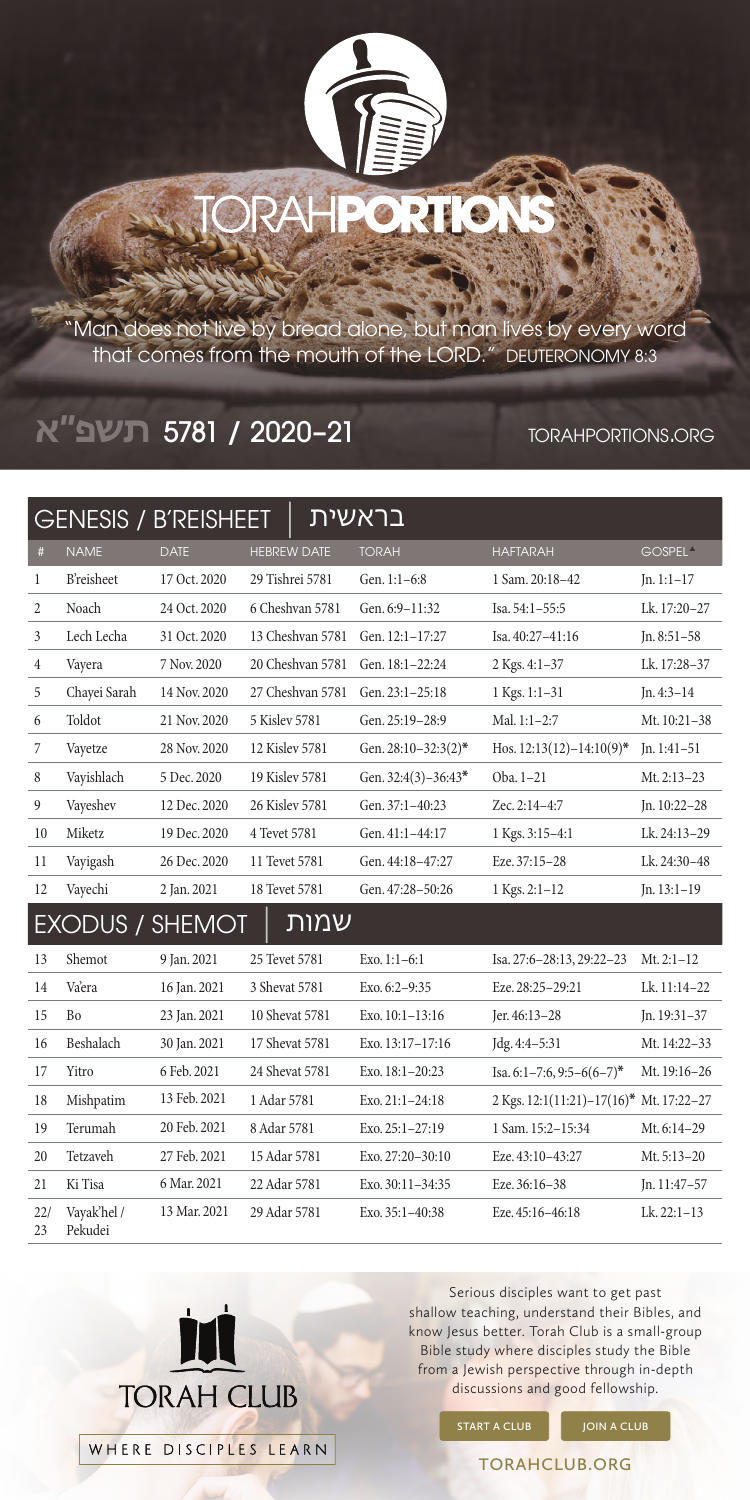# TORAHPORTIONS

"Man does not live by bread alone, but man lives by every word that comes from the mouth of the LORD." DEUTERONOMY 8:3

## תשפ"א 5781 / 2020–21

TORAHPORTIONS.ORG

## GENESIS / B'REISHEET | בראשית

| # | NAME | DATE | HEBREW DATE | TORAH | HAFTARAH | GOSPEL |
|---|---|---|---|---|---|---|
| 1 | B'reisheet | 17 Oct. 2020 | 29 Tishrei 5781 | Gen. 1:1–6:8 | 1 Sam. 20:18–42 | Jn. 1:1–17 |
| 2 | Noach | 24 Oct. 2020 | 6 Cheshvan 5781 | Gen. 6:9–11:32 | Isa. 54:1–55:5 | Lk. 17:20–27 |
| 3 | Lech Lecha | 31 Oct. 2020 | 13 Cheshvan 5781 | Gen. 12:1–17:27 | Isa. 40:27–41:16 | Jn. 8:51–58 |
| 4 | Vayera | 7 Nov. 2020 | 20 Cheshvan 5781 | Gen. 18:1–22:24 | 2 Kgs. 4:1–37 | Lk. 17:28–37 |
| 5 | Chayei Sarah | 14 Nov. 2020 | 27 Cheshvan 5781 | Gen. 23:1–25:18 | 1 Kgs. 1:1–31 | Jn. 4:3–14 |
| 6 | Toldot | 21 Nov. 2020 | 5 Kislev 5781 | Gen. 25:19–28:9 | Mal. 1:1–2:7 | Mt. 10:21–38 |
| 7 | Vayetze | 28 Nov. 2020 | 12 Kislev 5781 | Gen. 28:10–32:3(2)* | Hos. 12:13(12)–14:10(9)* | Jn. 1:41–51 |
| 8 | Vayishlach | 5 Dec. 2020 | 19 Kislev 5781 | Gen. 32:4(3)–36:43* | Oba. 1–21 | Mt. 2:13–23 |
| 9 | Vayeshev | 12 Dec. 2020 | 26 Kislev 5781 | Gen. 37:1–40:23 | Zec. 2:14–4:7 | Jn. 10:22–28 |
| 10 | Miketz | 19 Dec. 2020 | 4 Tevet 5781 | Gen. 41:1–44:17 | 1 Kgs. 3:15–4:1 | Lk. 24:13–29 |
| 11 | Vayigash | 26 Dec. 2020 | 11 Tevet 5781 | Gen. 44:18–47:27 | Eze. 37:15–28 | Lk. 24:30–48 |
| 12 | Vayechi | 2 Jan. 2021 | 18 Tevet 5781 | Gen. 47:28–50:26 | 1 Kgs. 2:1–12 | Jn. 13:1–19 |

## EXODUS / SHEMOT | שמות

| # | NAME | DATE | HEBREW DATE | TORAH | HAFTARAH | GOSPEL |
|---|---|---|---|---|---|---|
| 13 | Shemot | 9 Jan. 2021 | 25 Tevet 5781 | Exo. 1:1–6:1 | Isa. 27:6–28:13, 29:22–23 | Mt. 2:1–12 |
| 14 | Va'era | 16 Jan. 2021 | 3 Shevat 5781 | Exo. 6:2–9:35 | Eze. 28:25–29:21 | Lk. 11:14–22 |
| 15 | Bo | 23 Jan. 2021 | 10 Shevat 5781 | Exo. 10:1–13:16 | Jer. 46:13–28 | Jn. 19:31–37 |
| 16 | Beshalach | 30 Jan. 2021 | 17 Shevat 5781 | Exo. 13:17–17:16 | Jdg. 4:4–5:31 | Mt. 14:22–33 |
| 17 | Yitro | 6 Feb. 2021 | 24 Shevat 5781 | Exo. 18:1–20:23 | Isa. 6:1–7:6, 9:5–6(6–7)* | Mt. 19:16–26 |
| 18 | Mishpatim | 13 Feb. 2021 | 1 Adar 5781 | Exo. 21:1–24:18 | 2 Kgs. 12:1(11:21)–17(16)* | Mt. 17:22–27 |
| 19 | Terumah | 20 Feb. 2021 | 8 Adar 5781 | Exo. 25:1–27:19 | 1 Sam. 15:2–15:34 | Mt. 6:14–29 |
| 20 | Tetzaveh | 27 Feb. 2021 | 15 Adar 5781 | Exo. 27:20–30:10 | Eze. 43:10–43:27 | Mt. 5:13–20 |
| 21 | Ki Tisa | 6 Mar. 2021 | 22 Adar 5781 | Exo. 30:11–34:35 | Eze. 36:16–38 | Jn. 11:47–57 |
| 22/23 | Vayak'hel / Pekudei | 13 Mar. 2021 | 29 Adar 5781 | Exo. 35:1–40:38 | Eze. 45:16–46:18 | Lk. 22:1–13 |

TORAH CLUB

WHERE DISCIPLES LEARN

Serious disciples want to get past shallow teaching, understand their Bibles, and know Jesus better. Torah Club is a small-group Bible study where disciples study the Bible from a Jewish perspective through in-depth discussions and good fellowship.

START A CLUB | JOIN A CLUB

TORAHCLUB.ORG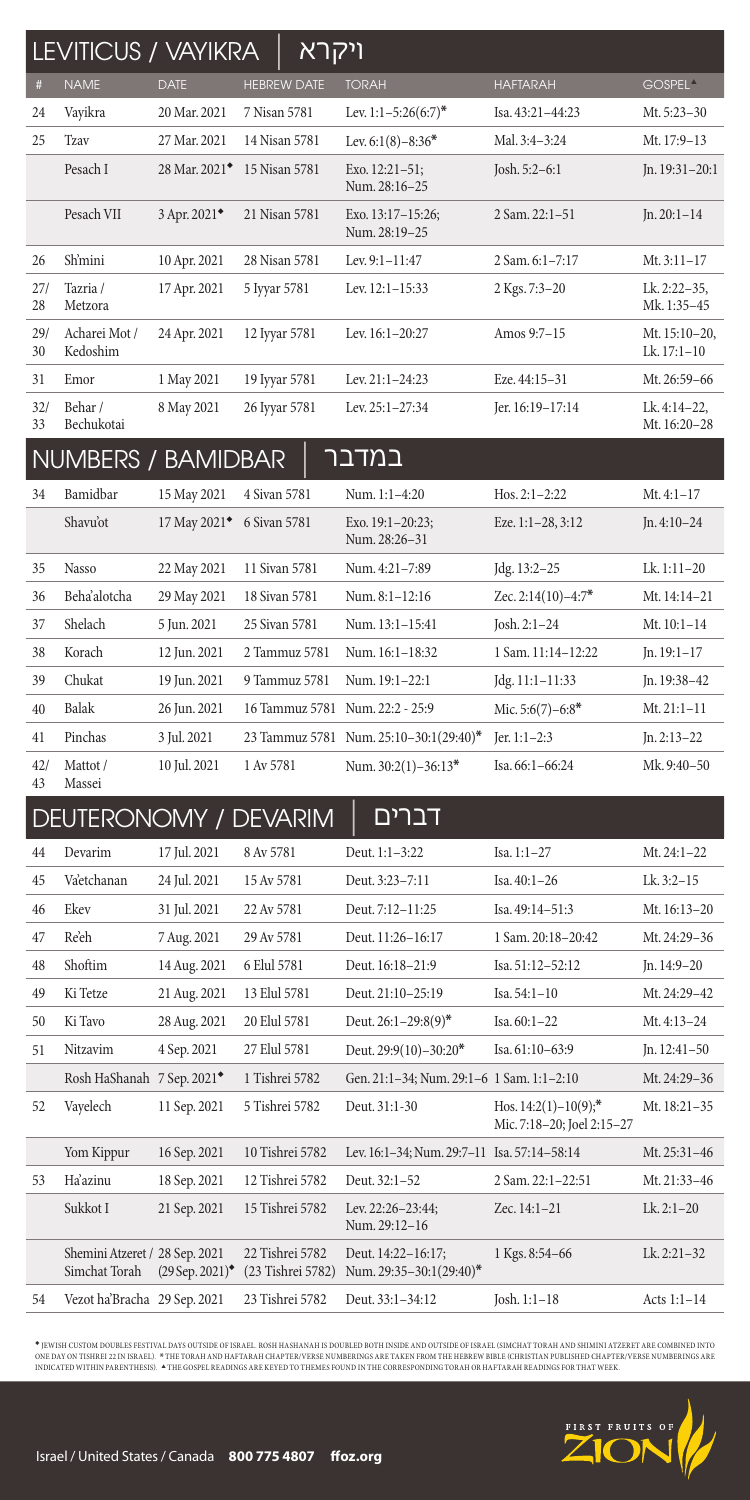## LEVITICUS / VAYIKRA | ויקרא

| # | NAME | DATE | HEBREW DATE | TORAH | HAFTARAH | GOSPEL▲ |
|---|---|---|---|---|---|---|
| 24 | Vayikra | 20 Mar. 2021 | 7 Nisan 5781 | Lev. 1:1–5:26(6:7)* | Isa. 43:21–44:23 | Mt. 5:23–30 |
| 25 | Tzav | 27 Mar. 2021 | 14 Nisan 5781 | Lev. 6:1(8)–8:36* | Mal. 3:4–3:24 | Mt. 17:9–13 |
| | Pesach I | 28 Mar. 2021◆ | 15 Nisan 5781 | Exo. 12:21–51; Num. 28:16–25 | Josh. 5:2–6:1 | Jn. 19:31–20:1 |
| | Pesach VII | 3 Apr. 2021◆ | 21 Nisan 5781 | Exo. 13:17–15:26; Num. 28:19–25 | 2 Sam. 22:1–51 | Jn. 20:1–14 |
| 26 | Sh'mini | 10 Apr. 2021 | 28 Nisan 5781 | Lev. 9:1–11:47 | 2 Sam. 6:1–7:17 | Mt. 3:11–17 |
| 27/ 28 | Tazria / Metzora | 17 Apr. 2021 | 5 Iyyar 5781 | Lev. 12:1–15:33 | 2 Kgs. 7:3–20 | Lk. 2:22–35, Mk. 1:35–45 |
| 29/ 30 | Acharei Mot / Kedoshim | 24 Apr. 2021 | 12 Iyyar 5781 | Lev. 16:1–20:27 | Amos 9:7–15 | Mt. 15:10–20, Lk. 17:1–10 |
| 31 | Emor | 1 May 2021 | 19 Iyyar 5781 | Lev. 21:1–24:23 | Eze. 44:15–31 | Mt. 26:59–66 |
| 32/ 33 | Behar / Bechukotai | 8 May 2021 | 26 Iyyar 5781 | Lev. 25:1–27:34 | Jer. 16:19–17:14 | Lk. 4:14–22, Mt. 16:20–28 |

## NUMBERS / BAMIDBAR | במדבר

| # | NAME | DATE | HEBREW DATE | TORAH | HAFTARAH | GOSPEL▲ |
|---|---|---|---|---|---|---|
| 34 | Bamidbar | 15 May 2021 | 4 Sivan 5781 | Num. 1:1–4:20 | Hos. 2:1–2:22 | Mt. 4:1–17 |
| | Shavu'ot | 17 May 2021◆ | 6 Sivan 5781 | Exo. 19:1–20:23; Num. 28:26–31 | Eze. 1:1–28, 3:12 | Jn. 4:10–24 |
| 35 | Nasso | 22 May 2021 | 11 Sivan 5781 | Num. 4:21–7:89 | Jdg. 13:2–25 | Lk. 1:11–20 |
| 36 | Beha'alotcha | 29 May 2021 | 18 Sivan 5781 | Num. 8:1–12:16 | Zec. 2:14(10)–4:7* | Mt. 14:14–21 |
| 37 | Shelach | 5 Jun. 2021 | 25 Sivan 5781 | Num. 13:1–15:41 | Josh. 2:1–24 | Mt. 10:1–14 |
| 38 | Korach | 12 Jun. 2021 | 2 Tammuz 5781 | Num. 16:1–18:32 | 1 Sam. 11:14–12:22 | Jn. 19:1–17 |
| 39 | Chukat | 19 Jun. 2021 | 9 Tammuz 5781 | Num. 19:1–22:1 | Jdg. 11:1–11:33 | Jn. 19:38–42 |
| 40 | Balak | 26 Jun. 2021 | 16 Tammuz 5781 | Num. 22:2 - 25:9 | Mic. 5:6(7)–6:8* | Mt. 21:1–11 |
| 41 | Pinchas | 3 Jul. 2021 | 23 Tammuz 5781 | Num. 25:10–30:1(29:40)* | Jer. 1:1–2:3 | Jn. 2:13–22 |
| 42/ 43 | Mattot / Massei | 10 Jul. 2021 | 1 Av 5781 | Num. 30:2(1)–36:13* | Isa. 66:1–66:24 | Mk. 9:40–50 |

## DEUTERONOMY / DEVARIM | דברים

| # | NAME | DATE | HEBREW DATE | TORAH | HAFTARAH | GOSPEL▲ |
|---|---|---|---|---|---|---|
| 44 | Devarim | 17 Jul. 2021 | 8 Av 5781 | Deut. 1:1–3:22 | Isa. 1:1–27 | Mt. 24:1–22 |
| 45 | Va'etchanan | 24 Jul. 2021 | 15 Av 5781 | Deut. 3:23–7:11 | Isa. 40:1–26 | Lk. 3:2–15 |
| 46 | Ekev | 31 Jul. 2021 | 22 Av 5781 | Deut. 7:12–11:25 | Isa. 49:14–51:3 | Mt. 16:13–20 |
| 47 | Re'eh | 7 Aug. 2021 | 29 Av 5781 | Deut. 11:26–16:17 | 1 Sam. 20:18–20:42 | Mt. 24:29–36 |
| 48 | Shoftim | 14 Aug. 2021 | 6 Elul 5781 | Deut. 16:18–21:9 | Isa. 51:12–52:12 | Jn. 14:9–20 |
| 49 | Ki Tetze | 21 Aug. 2021 | 13 Elul 5781 | Deut. 21:10–25:19 | Isa. 54:1–10 | Mt. 24:29–42 |
| 50 | Ki Tavo | 28 Aug. 2021 | 20 Elul 5781 | Deut. 26:1–29:8(9)* | Isa. 60:1–22 | Mt. 4:13–24 |
| 51 | Nitzavim | 4 Sep. 2021 | 27 Elul 5781 | Deut. 29:9(10)–30:20* | Isa. 61:10–63:9 | Jn. 12:41–50 |
| | Rosh HaShanah | 7 Sep. 2021◆ | 1 Tishrei 5782 | Gen. 21:1–34; Num. 29:1–6 | 1 Sam. 1:1–2:10 | Mt. 24:29–36 |
| 52 | Vayelech | 11 Sep. 2021 | 5 Tishrei 5782 | Deut. 31:1-30 | Hos. 14:2(1)–10(9);* Mic. 7:18–20; Joel 2:15–27 | Mt. 18:21–35 |
| | Yom Kippur | 16 Sep. 2021 | 10 Tishrei 5782 | Lev. 16:1–34; Num. 29:7–11 | Isa. 57:14–58:14 | Mt. 25:31–46 |
| 53 | Ha'azinu | 18 Sep. 2021 | 12 Tishrei 5782 | Deut. 32:1–52 | 2 Sam. 22:1–22:51 | Mt. 21:33–46 |
| | Sukkot I | 21 Sep. 2021 | 15 Tishrei 5782 | Lev. 22:26–23:44; Num. 29:12–16 | Zec. 14:1–21 | Lk. 2:1–20 |
| | Shemini Atzeret / Simchat Torah | 28 Sep. 2021 (29 Sep. 2021)◆ | 22 Tishrei 5782 (23 Tishrei 5782) | Deut. 14:22–16:17; Num. 29:35–30:1(29:40)* | 1 Kgs. 8:54–66 | Lk. 2:21–32 |
| 54 | Vezot ha'Bracha | 29 Sep. 2021 | 23 Tishrei 5782 | Deut. 33:1–34:12 | Josh. 1:1–18 | Acts 1:1–14 |

◆ JEWISH CUSTOM DOUBLES FESTIVAL DAYS OUTSIDE OF ISRAEL. ROSH HASHANAH IS DOUBLED BOTH INSIDE AND OUTSIDE OF ISRAEL (SIMCHAT TORAH AND SHMINI ATZERET ARE COMBINED INTO ONE DAY ON TISHREI 22 IN ISRAEL). * THE TORAH AND HAFTARAH CHAPTER/VERSE NUMBERINGS ARE TAKEN FROM THE HEBREW BIBLE (CHRISTIAN PUBLISHED CHAPTER/VERSE NUMBERINGS ARE INDICATED WITHIN PARENTHESIS). ▲ THE GOSPEL READINGS ARE KEYED TO THEMES FOUND IN THE CORRESPONDING TORAH OR HAFTARAH READINGS FOR THAT WEEK.

Israel / United States / Canada **800 775 4807** **ffoz.org**

FIRST FRUITS OF ZION